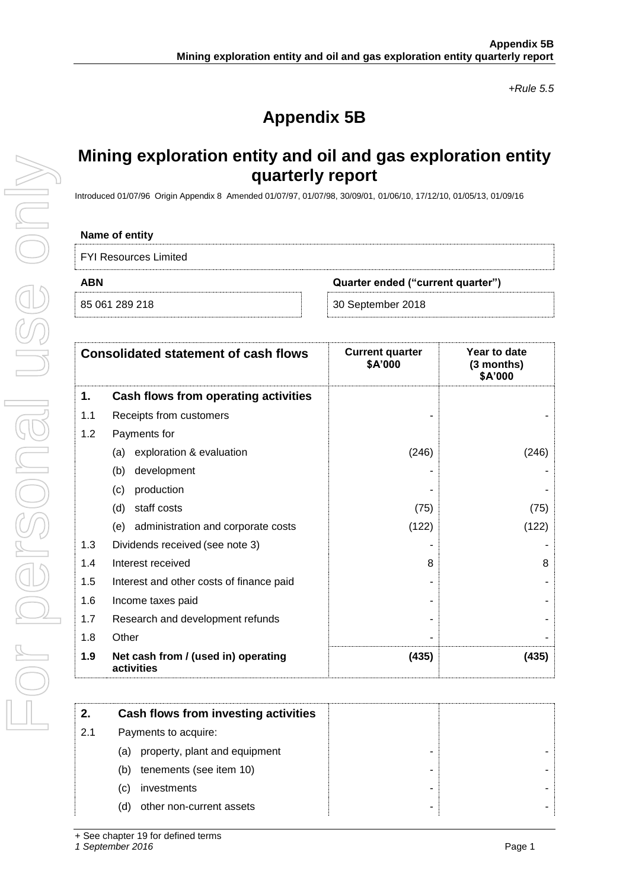*+Rule 5.5*

# Appendix 5B

## Mining exploration entity and oil and gas exploration entity quarterly report

Introduced 01/07/96 Origin Appendix 8 Amended 01/07/97, 01/07/98, 30/09/01, 01/06/10, 17/12/10, 01/05/13, 01/09/16

**Name of entity**

FYI Resources Limited

| **ABN** | **Quarter ended ("current quarter")** |
|---|---|
| 85 061 289 218 | 30 September 2018 |

| | **Consolidated statement of cash flows** | **Current quarter \$A'000** | **Year to date (3 months) \$A'000** |
|---|---|---|---|
| **1.** | **Cash flows from operating activities** | | |
| 1.1 | Receipts from customers | - | - |
| 1.2 | Payments for | | |
| | (a) exploration & evaluation | (246) | (246) |
| | (b) development | - | - |
| | (c) production | - | - |
| | (d) staff costs | (75) | (75) |
| | (e) administration and corporate costs | (122) | (122) |
| 1.3 | Dividends received (see note 3) | - | - |
| 1.4 | Interest received | 8 | 8 |
| 1.5 | Interest and other costs of finance paid | - | - |
| 1.6 | Income taxes paid | - | - |
| 1.7 | Research and development refunds | - | - |
| 1.8 | Other | - | - |
| **1.9** | **Net cash from / (used in) operating activities** | **(435)** | **(435)** |

| | | | |
|---|---|---|---|
| **2.** | **Cash flows from investing activities** | | |
| 2.1 | Payments to acquire: | | |
| | (a) property, plant and equipment | - | - |
| | (b) tenements (see item 10) | - | - |
| | (c) investments | - | - |
| | (d) other non-current assets | - | - |

+ See chapter 19 for defined terms
*1 September 2016*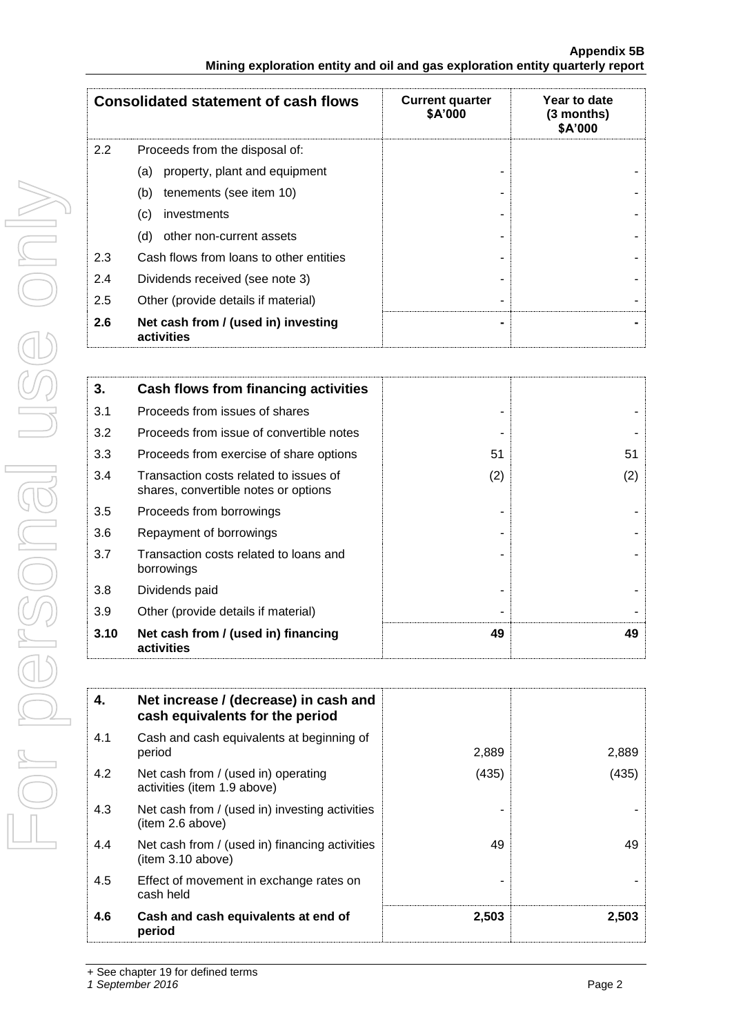| Consolidated statement of cash flows | | Current quarter $A'000 | Year to date (3 months) $A'000 |
|---|---|---|---|
| 2.2 | Proceeds from the disposal of: | | |
| | (a) property, plant and equipment | - | - |
| | (b) tenements (see item 10) | - | - |
| | (c) investments | - | - |
| | (d) other non-current assets | - | - |
| 2.3 | Cash flows from loans to other entities | - | - |
| 2.4 | Dividends received (see note 3) | - | - |
| 2.5 | Other (provide details if material) | - | - |
| **2.6** | **Net cash from / (used in) investing activities** | **-** | **-** |

| 3. | Cash flows from financing activities | | |
|---|---|---|---|
| 3.1 | Proceeds from issues of shares | - | - |
| 3.2 | Proceeds from issue of convertible notes | - | - |
| 3.3 | Proceeds from exercise of share options | 51 | 51 |
| 3.4 | Transaction costs related to issues of shares, convertible notes or options | (2) | (2) |
| 3.5 | Proceeds from borrowings | - | - |
| 3.6 | Repayment of borrowings | - | - |
| 3.7 | Transaction costs related to loans and borrowings | - | - |
| 3.8 | Dividends paid | - | - |
| 3.9 | Other (provide details if material) | - | - |
| **3.10** | **Net cash from / (used in) financing activities** | **49** | **49** |

| 4. | Net increase / (decrease) in cash and cash equivalents for the period | | |
|---|---|---|---|
| 4.1 | Cash and cash equivalents at beginning of period | 2,889 | 2,889 |
| 4.2 | Net cash from / (used in) operating activities (item 1.9 above) | (435) | (435) |
| 4.3 | Net cash from / (used in) investing activities (item 2.6 above) | - | - |
| 4.4 | Net cash from / (used in) financing activities (item 3.10 above) | 49 | 49 |
| 4.5 | Effect of movement in exchange rates on cash held | - | - |
| **4.6** | **Cash and cash equivalents at end of period** | **2,503** | **2,503** |

+ See chapter 19 for defined terms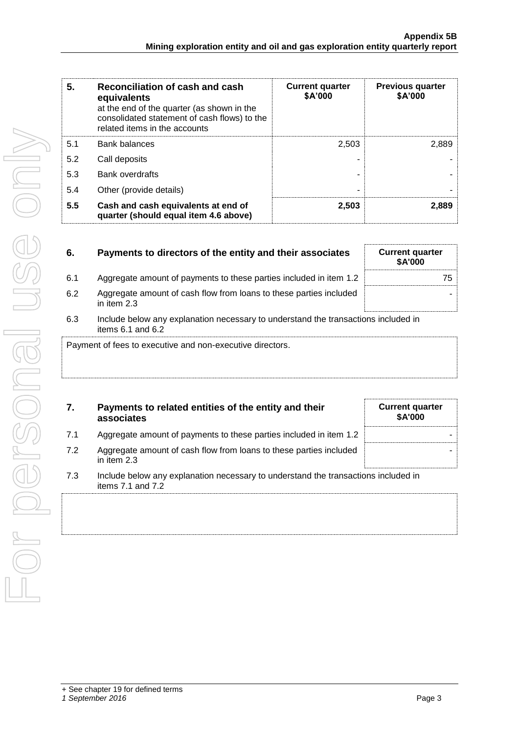| 5. | **Reconciliation of cash and cash equivalents** at the end of the quarter (as shown in the consolidated statement of cash flows) to the related items in the accounts | **Current quarter $A'000** | **Previous quarter $A'000** |
|---|---|---|---|
| 5.1 | Bank balances | 2,503 | 2,889 |
| 5.2 | Call deposits | - | - |
| 5.3 | Bank overdrafts | - | - |
| 5.4 | Other (provide details) | - | - |
| **5.5** | **Cash and cash equivalents at end of quarter (should equal item 4.6 above)** | **2,503** | **2,889** |

| 6. | **Payments to directors of the entity and their associates** | **Current quarter $A'000** |
|---|---|---|
| 6.1 | Aggregate amount of payments to these parties included in item 1.2 | 75 |
| 6.2 | Aggregate amount of cash flow from loans to these parties included in item 2.3 | - |

6.3 Include below any explanation necessary to understand the transactions included in items 6.1 and 6.2

Payment of fees to executive and non-executive directors.

| 7. | **Payments to related entities of the entity and their associates** | **Current quarter $A'000** |
|---|---|---|
| 7.1 | Aggregate amount of payments to these parties included in item 1.2 | - |
| 7.2 | Aggregate amount of cash flow from loans to these parties included in item 2.3 | - |

7.3 Include below any explanation necessary to understand the transactions included in items 7.1 and 7.2

+ See chapter 19 for defined terms

*1 September 2016*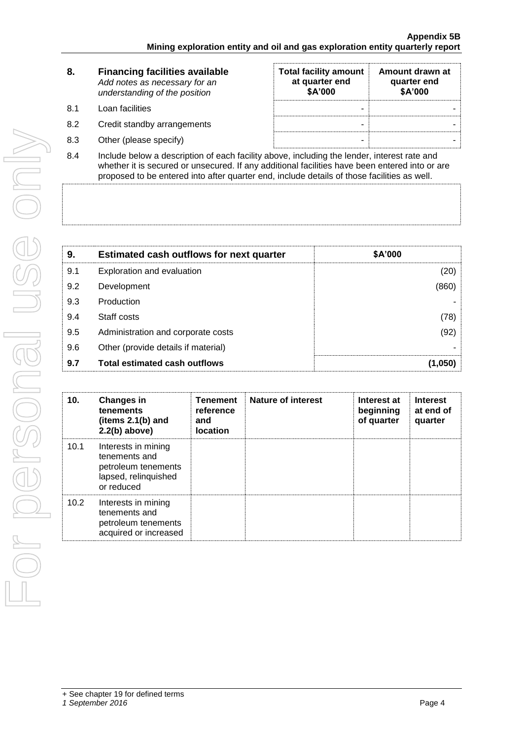| 8. | **Financing facilities available** *Add notes as necessary for an understanding of the position* | **Total facility amount at quarter end $A'000** | **Amount drawn at quarter end $A'000** |
|---|---|---|---|
| 8.1 | Loan facilities | - | - |
| 8.2 | Credit standby arrangements | - | - |
| 8.3 | Other (please specify) | - | - |

8.4 Include below a description of each facility above, including the lender, interest rate and whether it is secured or unsecured. If any additional facilities have been entered into or are proposed to be entered into after quarter end, include details of those facilities as well.

| 9. | **Estimated cash outflows for next quarter** | **$A'000** |
|---|---|---|
| 9.1 | Exploration and evaluation | (20) |
| 9.2 | Development | (860) |
| 9.3 | Production | - |
| 9.4 | Staff costs | (78) |
| 9.5 | Administration and corporate costs | (92) |
| 9.6 | Other (provide details if material) | - |
| **9.7** | **Total estimated cash outflows** | **(1,050)** |

| 10. | **Changes in tenements (items 2.1(b) and 2.2(b) above)** | **Tenement reference and location** | **Nature of interest** | **Interest at beginning of quarter** | **Interest at end of quarter** |
|---|---|---|---|---|---|
| 10.1 | Interests in mining tenements and petroleum tenements lapsed, relinquished or reduced | | | | |
| 10.2 | Interests in mining tenements and petroleum tenements acquired or increased | | | | |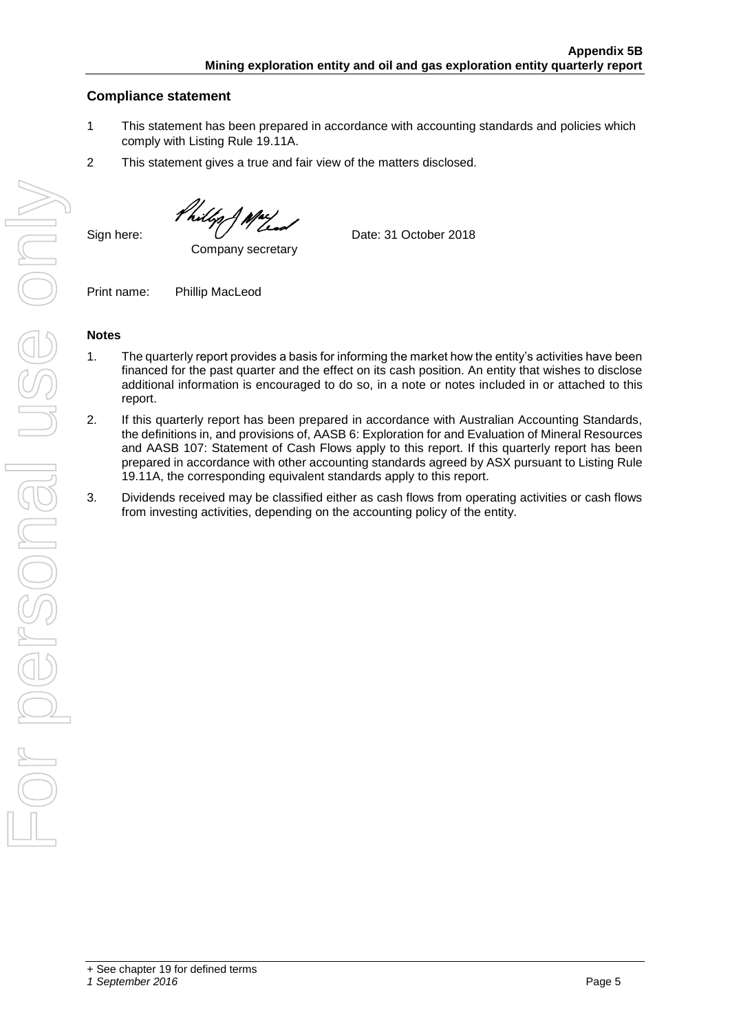## Compliance statement

1 This statement has been prepared in accordance with accounting standards and policies which comply with Listing Rule 19.11A.

2 This statement gives a true and fair view of the matters disclosed.

Sign here: Company secretary Date: 31 October 2018

Print name: Phillip MacLeod

### Notes

1. The quarterly report provides a basis for informing the market how the entity's activities have been financed for the past quarter and the effect on its cash position. An entity that wishes to disclose additional information is encouraged to do so, in a note or notes included in or attached to this report.
2. If this quarterly report has been prepared in accordance with Australian Accounting Standards, the definitions in, and provisions of, AASB 6: Exploration for and Evaluation of Mineral Resources and AASB 107: Statement of Cash Flows apply to this report. If this quarterly report has been prepared in accordance with other accounting standards agreed by ASX pursuant to Listing Rule 19.11A, the corresponding equivalent standards apply to this report.
3. Dividends received may be classified either as cash flows from operating activities or cash flows from investing activities, depending on the accounting policy of the entity.